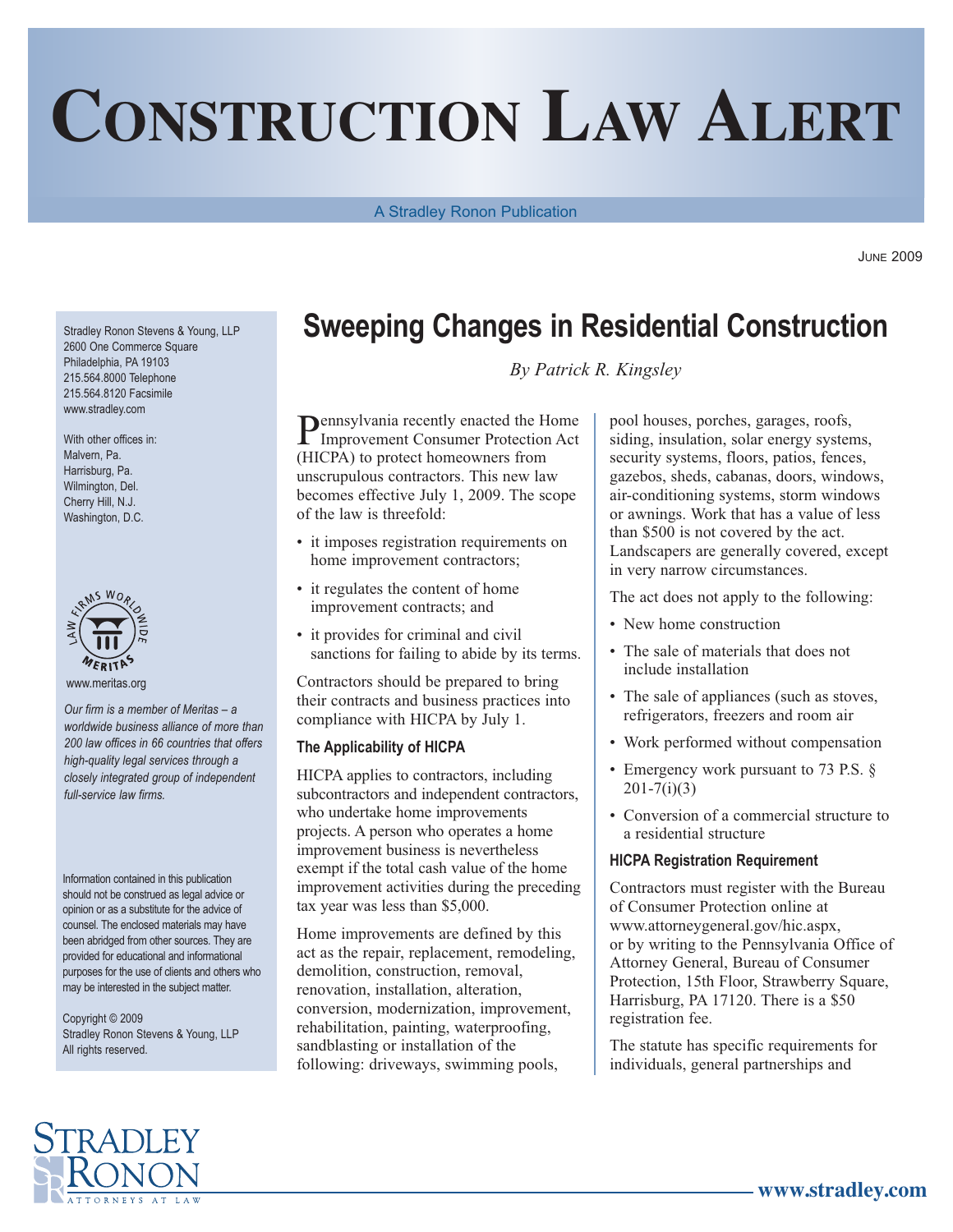# Construction Law Alert

A Stradley Ronon Publication

June 2009

Stradley Ronon Stevens & Young, LLP
2600 One Commerce Square
Philadelphia, PA 19103
215.564.8000 Telephone
215.564.8120 Facsimile
www.stradley.com

With other offices in:
Malvern, Pa.
Harrisburg, Pa.
Wilmington, Del.
Cherry Hill, N.J.
Washington, D.C.

www.meritas.org

*Our firm is a member of Meritas – a worldwide business alliance of more than 200 law offices in 66 countries that offers high-quality legal services through a closely integrated group of independent full-service law firms.*

Information contained in this publication should not be construed as legal advice or opinion or as a substitute for the advice of counsel. The enclosed materials may have been abridged from other sources. They are provided for educational and informational purposes for the use of clients and others who may be interested in the subject matter.

Copyright © 2009
Stradley Ronon Stevens & Young, LLP
All rights reserved.

## Sweeping Changes in Residential Construction

*By Patrick R. Kingsley*

Pennsylvania recently enacted the Home Improvement Consumer Protection Act (HICPA) to protect homeowners from unscrupulous contractors. This new law becomes effective July 1, 2009. The scope of the law is threefold:

- it imposes registration requirements on home improvement contractors;
- it regulates the content of home improvement contracts; and
- it provides for criminal and civil sanctions for failing to abide by its terms.

Contractors should be prepared to bring their contracts and business practices into compliance with HICPA by July 1.

### The Applicability of HICPA

HICPA applies to contractors, including subcontractors and independent contractors, who undertake home improvements projects. A person who operates a home improvement business is nevertheless exempt if the total cash value of the home improvement activities during the preceding tax year was less than $5,000.

Home improvements are defined by this act as the repair, replacement, remodeling, demolition, construction, removal, renovation, installation, alteration, conversion, modernization, improvement, rehabilitation, painting, waterproofing, sandblasting or installation of the following: driveways, swimming pools, pool houses, porches, garages, roofs, siding, insulation, solar energy systems, security systems, floors, patios, fences, gazebos, sheds, cabanas, doors, windows, air-conditioning systems, storm windows or awnings. Work that has a value of less than $500 is not covered by the act. Landscapers are generally covered, except in very narrow circumstances.

The act does not apply to the following:

- New home construction
- The sale of materials that does not include installation
- The sale of appliances (such as stoves, refrigerators, freezers and room air
- Work performed without compensation
- Emergency work pursuant to 73 P.S. § 201-7(i)(3)
- Conversion of a commercial structure to a residential structure

### HICPA Registration Requirement

Contractors must register with the Bureau of Consumer Protection online at www.attorneygeneral.gov/hic.aspx, or by writing to the Pennsylvania Office of Attorney General, Bureau of Consumer Protection, 15th Floor, Strawberry Square, Harrisburg, PA 17120. There is a $50 registration fee.

The statute has specific requirements for individuals, general partnerships and

Stradley Ronon Attorneys at Law

www.stradley.com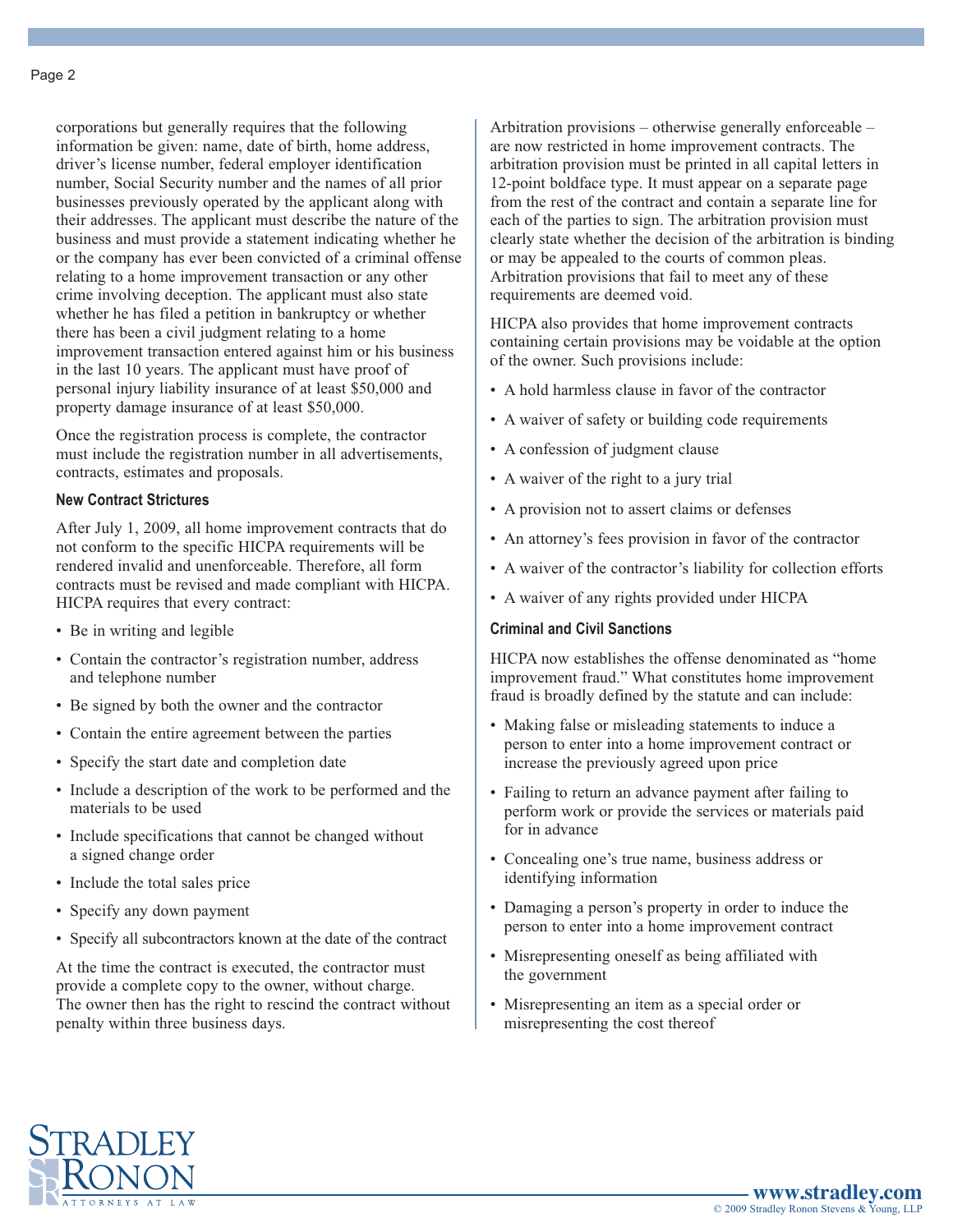corporations but generally requires that the following information be given: name, date of birth, home address, driver's license number, federal employer identification number, Social Security number and the names of all prior businesses previously operated by the applicant along with their addresses. The applicant must describe the nature of the business and must provide a statement indicating whether he or the company has ever been convicted of a criminal offense relating to a home improvement transaction or any other crime involving deception. The applicant must also state whether he has filed a petition in bankruptcy or whether there has been a civil judgment relating to a home improvement transaction entered against him or his business in the last 10 years. The applicant must have proof of personal injury liability insurance of at least $50,000 and property damage insurance of at least $50,000.

Once the registration process is complete, the contractor must include the registration number in all advertisements, contracts, estimates and proposals.

### New Contract Strictures

After July 1, 2009, all home improvement contracts that do not conform to the specific HICPA requirements will be rendered invalid and unenforceable. Therefore, all form contracts must be revised and made compliant with HICPA. HICPA requires that every contract:

- Be in writing and legible
- Contain the contractor's registration number, address and telephone number
- Be signed by both the owner and the contractor
- Contain the entire agreement between the parties
- Specify the start date and completion date
- Include a description of the work to be performed and the materials to be used
- Include specifications that cannot be changed without a signed change order
- Include the total sales price
- Specify any down payment
- Specify all subcontractors known at the date of the contract

At the time the contract is executed, the contractor must provide a complete copy to the owner, without charge. The owner then has the right to rescind the contract without penalty within three business days.

Arbitration provisions – otherwise generally enforceable – are now restricted in home improvement contracts. The arbitration provision must be printed in all capital letters in 12-point boldface type. It must appear on a separate page from the rest of the contract and contain a separate line for each of the parties to sign. The arbitration provision must clearly state whether the decision of the arbitration is binding or may be appealed to the courts of common pleas. Arbitration provisions that fail to meet any of these requirements are deemed void.

HICPA also provides that home improvement contracts containing certain provisions may be voidable at the option of the owner. Such provisions include:

- A hold harmless clause in favor of the contractor
- A waiver of safety or building code requirements
- A confession of judgment clause
- A waiver of the right to a jury trial
- A provision not to assert claims or defenses
- An attorney's fees provision in favor of the contractor
- A waiver of the contractor's liability for collection efforts
- A waiver of any rights provided under HICPA

### Criminal and Civil Sanctions

HICPA now establishes the offense denominated as "home improvement fraud." What constitutes home improvement fraud is broadly defined by the statute and can include:

- Making false or misleading statements to induce a person to enter into a home improvement contract or increase the previously agreed upon price
- Failing to return an advance payment after failing to perform work or provide the services or materials paid for in advance
- Concealing one's true name, business address or identifying information
- Damaging a person's property in order to induce the person to enter into a home improvement contract
- Misrepresenting oneself as being affiliated with the government
- Misrepresenting an item as a special order or misrepresenting the cost thereof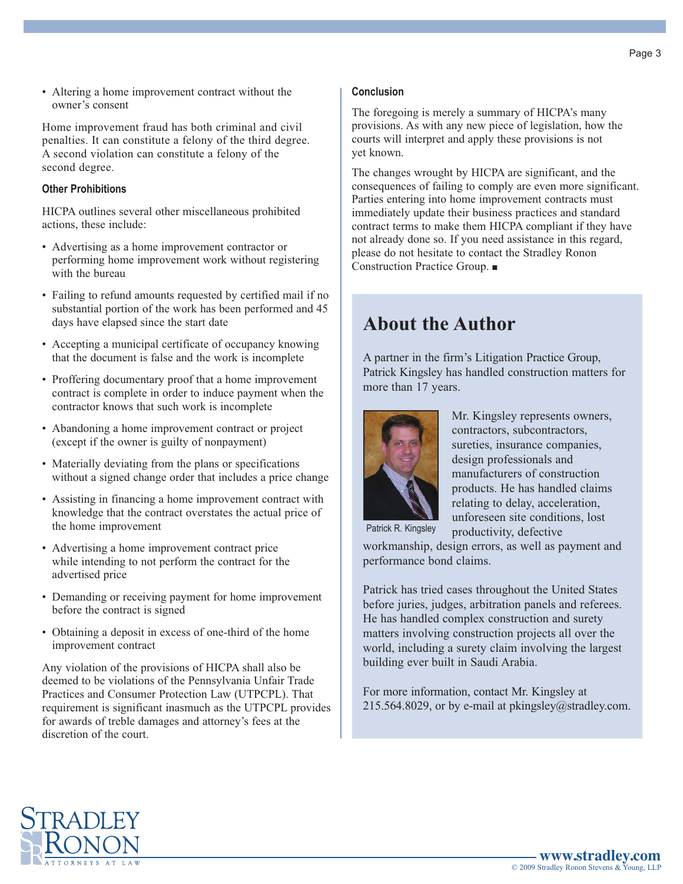- Altering a home improvement contract without the owner's consent

Home improvement fraud has both criminal and civil penalties. It can constitute a felony of the third degree. A second violation can constitute a felony of the second degree.

### Other Prohibitions

HICPA outlines several other miscellaneous prohibited actions, these include:

- Advertising as a home improvement contractor or performing home improvement work without registering with the bureau
- Failing to refund amounts requested by certified mail if no substantial portion of the work has been performed and 45 days have elapsed since the start date
- Accepting a municipal certificate of occupancy knowing that the document is false and the work is incomplete
- Proffering documentary proof that a home improvement contract is complete in order to induce payment when the contractor knows that such work is incomplete
- Abandoning a home improvement contract or project (except if the owner is guilty of nonpayment)
- Materially deviating from the plans or specifications without a signed change order that includes a price change
- Assisting in financing a home improvement contract with knowledge that the contract overstates the actual price of the home improvement
- Advertising a home improvement contract price while intending to not perform the contract for the advertised price
- Demanding or receiving payment for home improvement before the contract is signed
- Obtaining a deposit in excess of one-third of the home improvement contract

Any violation of the provisions of HICPA shall also be deemed to be violations of the Pennsylvania Unfair Trade Practices and Consumer Protection Law (UTPCPL). That requirement is significant inasmuch as the UTPCPL provides for awards of treble damages and attorney's fees at the discretion of the court.

### Conclusion

The foregoing is merely a summary of HICPA's many provisions. As with any new piece of legislation, how the courts will interpret and apply these provisions is not yet known.

The changes wrought by HICPA are significant, and the consequences of failing to comply are even more significant. Parties entering into home improvement contracts must immediately update their business practices and standard contract terms to make them HICPA compliant if they have not already done so. If you need assistance in this regard, please do not hesitate to contact the Stradley Ronon Construction Practice Group. ■

## About the Author

A partner in the firm's Litigation Practice Group, Patrick Kingsley has handled construction matters for more than 17 years.

Patrick R. Kingsley

Mr. Kingsley represents owners, contractors, subcontractors, sureties, insurance companies, design professionals and manufacturers of construction products. He has handled claims relating to delay, acceleration, unforeseen site conditions, lost productivity, defective workmanship, design errors, as well as payment and performance bond claims.

Patrick has tried cases throughout the United States before juries, judges, arbitration panels and referees. He has handled complex construction and surety matters involving construction projects all over the world, including a surety claim involving the largest building ever built in Saudi Arabia.

For more information, contact Mr. Kingsley at 215.564.8029, or by e-mail at pkingsley@stradley.com.

Stradley Ronon Attorneys at Law

www.stradley.com
© 2009 Stradley Ronon Stevens & Young, LLP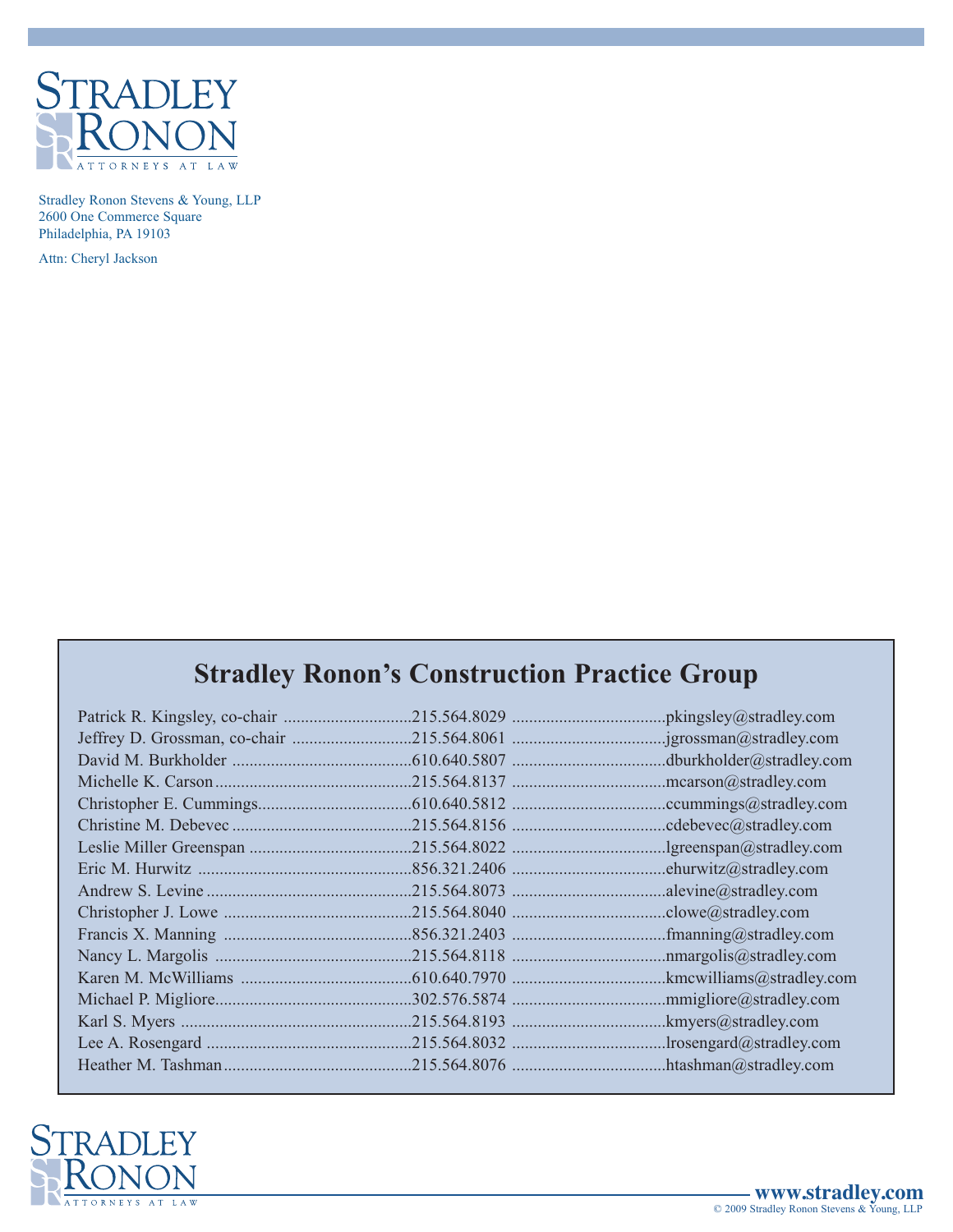Stradley Ronon Stevens & Young, LLP
2600 One Commerce Square
Philadelphia, PA 19103

Attn: Cheryl Jackson

## Stradley Ronon's Construction Practice Group

| | | |
|---|---|---|
| Patrick R. Kingsley, co-chair | 215.564.8029 | pkingsley@stradley.com |
| Jeffrey D. Grossman, co-chair | 215.564.8061 | jgrossman@stradley.com |
| David M. Burkholder | 610.640.5807 | dburkholder@stradley.com |
| Michelle K. Carson | 215.564.8137 | mcarson@stradley.com |
| Christopher E. Cummings | 610.640.5812 | ccummings@stradley.com |
| Christine M. Debevec | 215.564.8156 | cdebevec@stradley.com |
| Leslie Miller Greenspan | 215.564.8022 | lgreenspan@stradley.com |
| Eric M. Hurwitz | 856.321.2406 | ehurwitz@stradley.com |
| Andrew S. Levine | 215.564.8073 | alevine@stradley.com |
| Christopher J. Lowe | 215.564.8040 | clowe@stradley.com |
| Francis X. Manning | 856.321.2403 | fmanning@stradley.com |
| Nancy L. Margolis | 215.564.8118 | nmargolis@stradley.com |
| Karen M. McWilliams | 610.640.7970 | kmcwilliams@stradley.com |
| Michael P. Migliore | 302.576.5874 | mmigliore@stradley.com |
| Karl S. Myers | 215.564.8193 | kmyers@stradley.com |
| Lee A. Rosengard | 215.564.8032 | lrosengard@stradley.com |
| Heather M. Tashman | 215.564.8076 | htashman@stradley.com |

**www.stradley.com**

© 2009 Stradley Ronon Stevens & Young, LLP